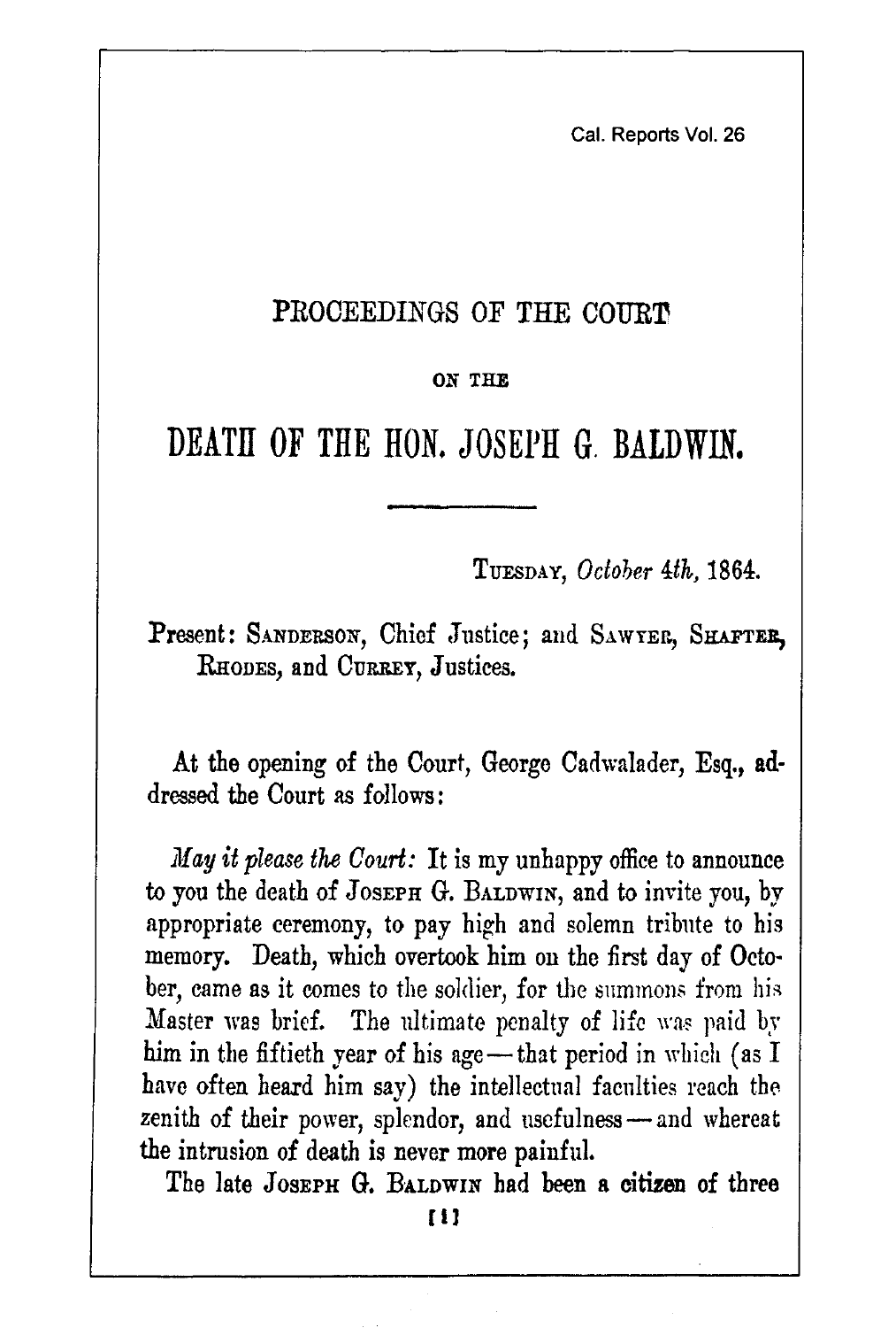# PROCEEDINGS OF THE COURT

## ON THE

# DEATH OF THE HON. JOSEPH G. BALDWIN.

---

TUESDAY, *October 4th,* 1864.

Present: SANDERSON, Chief Justice; and SAWYER, SHAFTER, RHODES, and CURREY, Justices.

At the opening of the Court, George Cadwalader, Esq., addressed the Court as follows:

*May it please the Court:* It is my unhappy office to announce to you the death of JOSEPH G. BALDWIN, and to invite you, by appropriate ceremony, to pay high and solemn tribute to his memory. Death, which overtook him on the first day of October, came as it comes to the soldier, for the summons from his Master was brief. The ultimate penalty of life was paid by him in the fiftieth year of his age—that period in which (as I have often heard him say) the intellectual faculties reach the zenith of their power, splendor, and usefulness—and whereat the intrusion of death is never more painful.

The late JOSEPH G. BALDWIN had been a citizen of three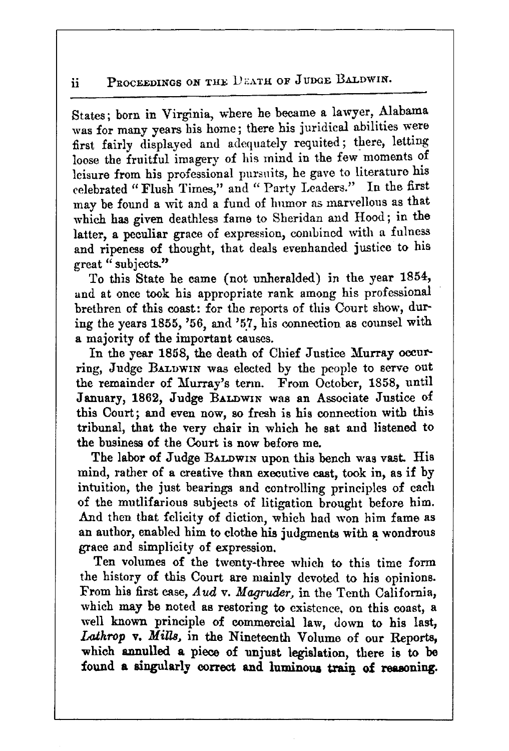States; born in Virginia, where he became a lawyer, Alabama was for many years his home; there his juridical abilities were first fairly displayed and adequately requited; there, letting loose the fruitful imagery of his mind in the few moments of leisure from his professional pursuits, he gave to literature his celebrated "Flush Times," and "Party Leaders." In the first may be found a wit and a fund of humor as marvellous as that which has given deathless fame to Sheridan and Hood; in the latter, a peculiar grace of expression, combined with a fulness and ripeness of thought, that deals evenhanded justice to his great "subjects."

To this State he came (not unheralded) in the year 1854, and at once took his appropriate rank among his professional brethren of this coast: for the reports of this Court show, during the years 1855, '56, and '57, his connection as counsel with a majority of the important causes.

In the year 1858, the death of Chief Justice Murray occurring, Judge BALDWIN was elected by the people to serve out the remainder of Murray's term. From October, 1858, until January, 1862, Judge BALDWIN was an Associate Justice of this Court; and even now, so fresh is his connection with this tribunal, that the very chair in which he sat and listened to the business of the Court is now before me.

The labor of Judge BALDWIN upon this bench was vast. His mind, rather of a creative than executive cast, took in, as if by intuition, the just bearings and controlling principles of each of the mutlifarious subjects of litigation brought before him. And then that felicity of diction, which had won him fame as an author, enabled him to clothe his judgments with a wondrous grace and simplicity of expression.

Ten volumes of the twenty-three which to this time form the history of this Court are mainly devoted to his opinions. From his first case, *Aud* v. *Magruder*, in the Tenth California, which may be noted as restoring to existence, on this coast, a well known principle of commercial law, down to his last, *Lathrop* v. *Mills*, in the Nineteenth Volume of our Reports, which annulled a piece of unjust legislation, there is to be found a singularly correct and luminous train of reasoning.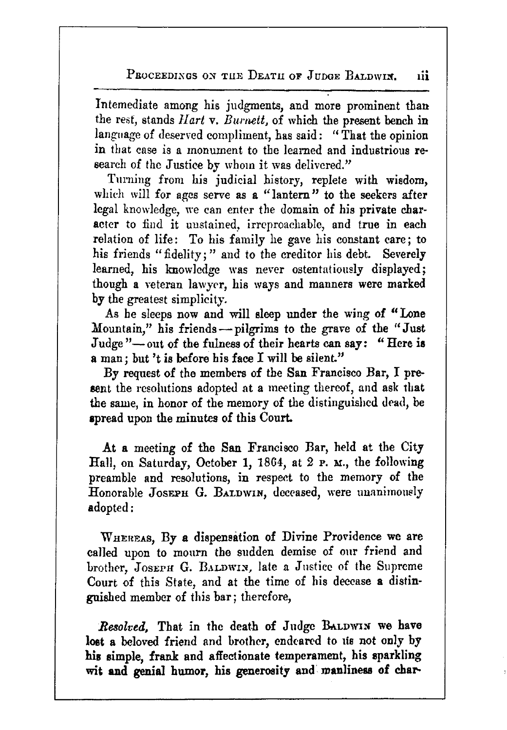Intemediate among his judgments, and more prominent than the rest, stands *Hart* v. *Burnett*, of which the present bench in language of deserved compliment, has said: "That the opinion in that case is a monument to the learned and industrious research of the Justice by whom it was delivered."

Turning from his judicial history, replete with wisdom, which will for ages serve as a "lantern" to the seekers after legal knowledge, we can enter the domain of his private character to find it unstained, irreproachable, and true in each relation of life: To his family he gave his constant care; to his friends "fidelity;" and to the creditor his debt. Severely learned, his knowledge was never ostentatiously displayed; though a veteran lawyer, his ways and manners were marked by the greatest simplicity.

As he sleeps now and will sleep under the wing of "Lone Mountain," his friends—pilgrims to the grave of the "Just Judge"—out of the fulness of their hearts can say: "Here is a man; but 't is before his face I will be silent."

By request of the members of the San Francisco Bar, I present the resolutions adopted at a meeting thereof, and ask that the same, in honor of the memory of the distinguished dead, be spread upon the minutes of this Court.

At a meeting of the San Francisco Bar, held at the City Hall, on Saturday, October 1, 1864, at 2 P. M., the following preamble and resolutions, in respect to the memory of the Honorable JOSEPH G. BALDWIN, deceased, were unanimously adopted:

WHEREAS, By a dispensation of Divine Providence we are called upon to mourn the sudden demise of our friend and brother, JOSEPH G. BALDWIN, late a Justice of the Supreme Court of this State, and at the time of his decease a distinguished member of this bar; therefore,

*Resolved*, That in the death of Judge BALDWIN we have lost a beloved friend and brother, endeared to us not only by his simple, frank and affectionate temperament, his sparkling wit and genial humor, his generosity and manliness of char-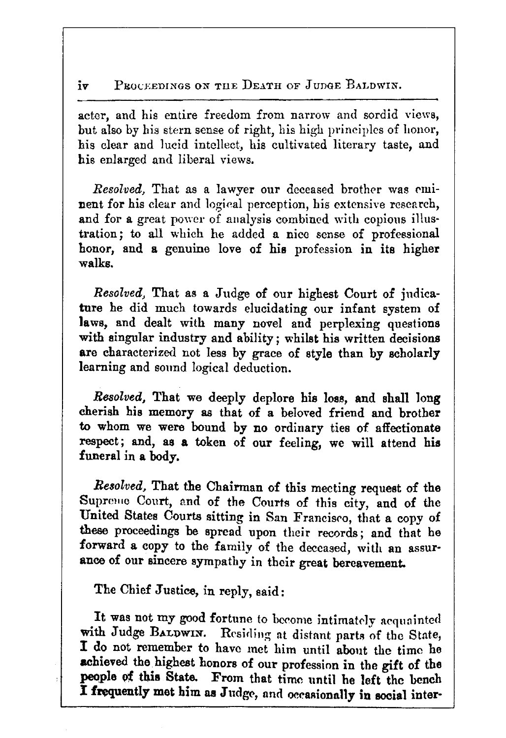acter, and his entire freedom from narrow and sordid views, but also by his stern sense of right, his high principles of honor, his clear and lucid intellect, his cultivated literary taste, and his enlarged and liberal views.

*Resolved,* That as a lawyer our deceased brother was eminent for his clear and logical perception, his extensive research, and for a great power of analysis combined with copious illustration; to all which he added a nice sense of professional honor, and a genuine love of his profession in its higher walks.

*Resolved,* That as a Judge of our highest Court of judicature he did much towards elucidating our infant system of laws, and dealt with many novel and perplexing questions with singular industry and ability; whilst his written decisions are characterized not less by grace of style than by scholarly learning and sound logical deduction.

*Resolved,* That we deeply deplore his loss, and shall long cherish his memory as that of a beloved friend and brother to whom we were bound by no ordinary ties of affectionate respect; and, as a token of our feeling, we will attend his funeral in a body.

*Resolved,* That the Chairman of this meeting request of the Supreme Court, and of the Courts of this city, and of the United States Courts sitting in San Francisco, that a copy of these proceedings be spread upon their records; and that he forward a copy to the family of the deceased, with an assurance of our sincere sympathy in their great bereavement.

The Chief Justice, in reply, said:

It was not my good fortune to become intimately acquainted with Judge Baldwin. Residing at distant parts of the State, I do not remember to have met him until about the time he achieved the highest honors of our profession in the gift of the people of this State. From that time until he left the bench I frequently met him as Judge, and occasionally in social inter-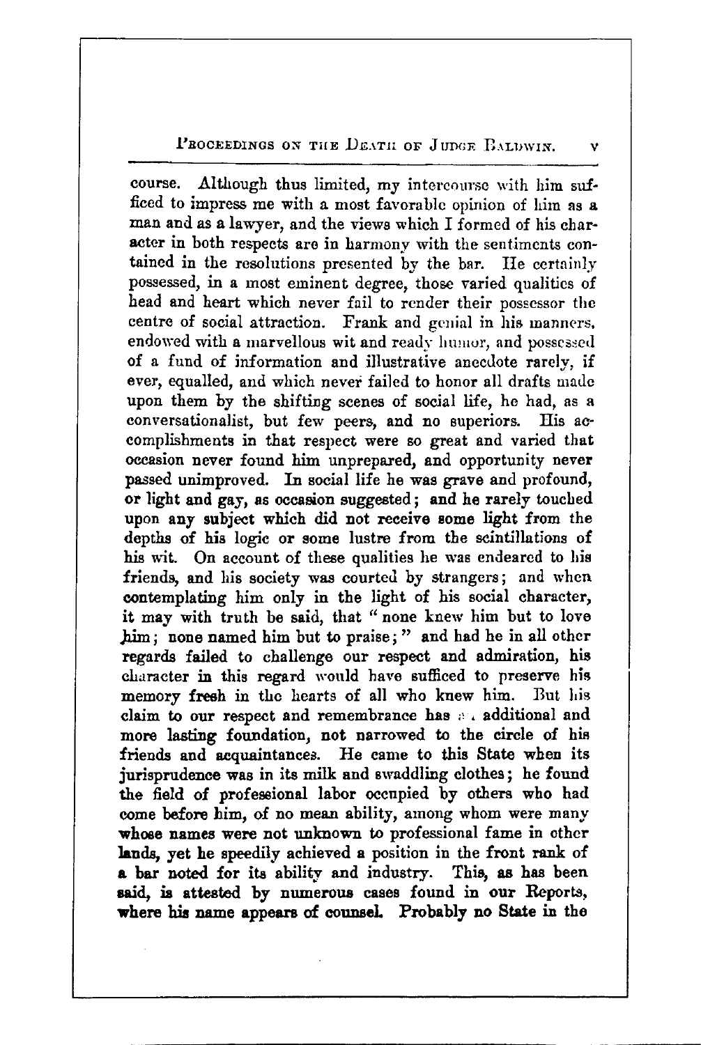course. Although thus limited, my intercourse with him sufficed to impress me with a most favorable opinion of him as a man and as a lawyer, and the views which I formed of his character in both respects are in harmony with the sentiments contained in the resolutions presented by the bar. He certainly possessed, in a most eminent degree, those varied qualities of head and heart which never fail to render their possessor the centre of social attraction. Frank and genial in his manners, endowed with a marvellous wit and ready humor, and possessed of a fund of information and illustrative anecdote rarely, if ever, equalled, and which never failed to honor all drafts made upon them by the shifting scenes of social life, he had, as a conversationalist, but few peers, and no superiors. His accomplishments in that respect were so great and varied that occasion never found him unprepared, and opportunity never passed unimproved. In social life he was grave and profound, or light and gay, as occasion suggested; and he rarely touched upon any subject which did not receive some light from the depths of his logic or some lustre from the scintillations of his wit. On account of these qualities he was endeared to his friends, and his society was courted by strangers; and when contemplating him only in the light of his social character, it may with truth be said, that "none knew him but to love him; none named him but to praise;" and had he in all other regards failed to challenge our respect and admiration, his character in this regard would have sufficed to preserve his memory fresh in the hearts of all who knew him. But his claim to our respect and remembrance has an additional and more lasting foundation, not narrowed to the circle of his friends and acquaintances. He came to this State when its jurisprudence was in its milk and swaddling clothes; he found the field of professional labor occupied by others who had come before him, of no mean ability, among whom were many whose names were not unknown to professional fame in other lands, yet he speedily achieved a position in the front rank of a bar noted for its ability and industry. This, as has been said, is attested by numerous cases found in our Reports, where his name appears of counsel. Probably no State in the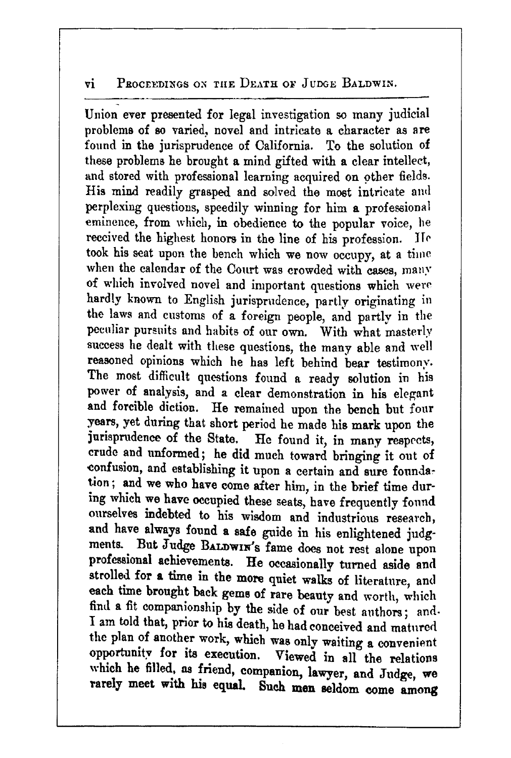Union ever presented for legal investigation so many judicial problems of so varied, novel and intricate a character as are found in the jurisprudence of California. To the solution of these problems he brought a mind gifted with a clear intellect, and stored with professional learning acquired on other fields. His mind readily grasped and solved the most intricate and perplexing questions, speedily winning for him a professional eminence, from which, in obedience to the popular voice, he received the highest honors in the line of his profession. He took his seat upon the bench which we now occupy, at a time when the calendar of the Court was crowded with cases, many of which involved novel and important questions which were hardly known to English jurisprudence, partly originating in the laws and customs of a foreign people, and partly in the peculiar pursuits and habits of our own. With what masterly success he dealt with these questions, the many able and well reasoned opinions which he has left behind bear testimony. The most difficult questions found a ready solution in his power of analysis, and a clear demonstration in his elegant and forcible diction. He remained upon the bench but four years, yet during that short period he made his mark upon the jurisprudence of the State. He found it, in many respects, crude and unformed; he did much toward bringing it out of confusion, and establishing it upon a certain and sure foundation; and we who have come after him, in the brief time during which we have occupied these seats, have frequently found ourselves indebted to his wisdom and industrious research, and have always found a safe guide in his enlightened judgments. But Judge BALDWIN's fame does not rest alone upon professional achievements. He occasionally turned aside and strolled for a time in the more quiet walks of literature, and each time brought back gems of rare beauty and worth, which find a fit companionship by the side of our best authors; and I am told that, prior to his death, he had conceived and matured the plan of another work, which was only waiting a convenient opportunity for its execution. Viewed in all the relations which he filled, as friend, companion, lawyer, and Judge, we rarely meet with his equal. Such men seldom come among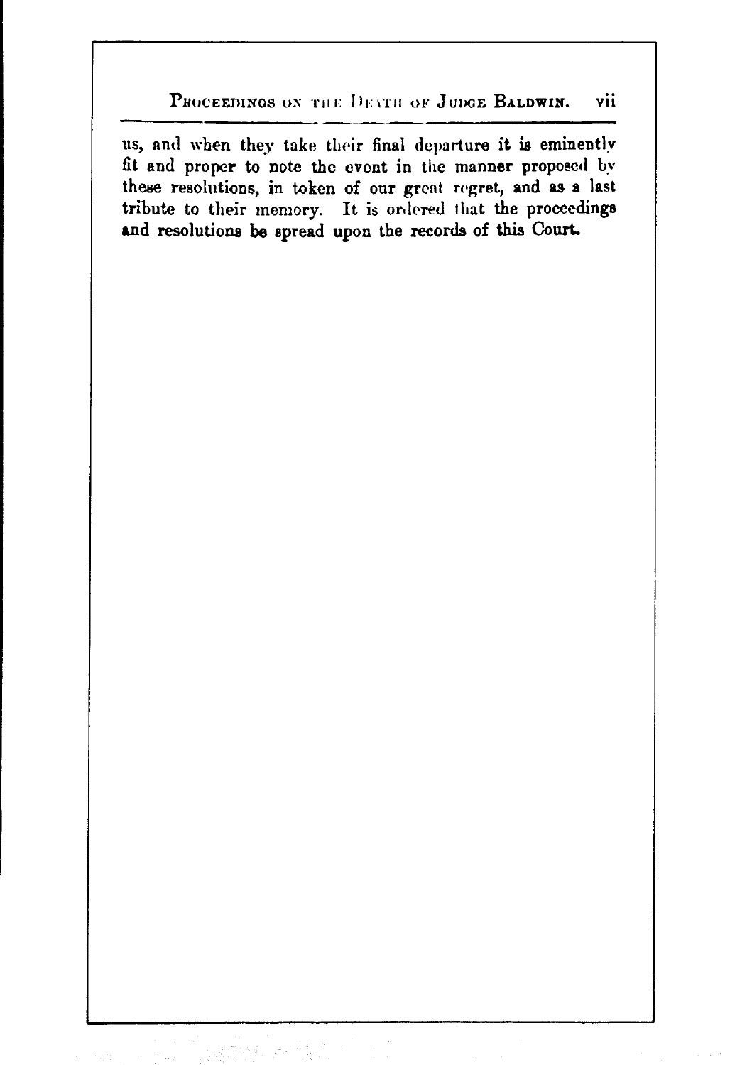us, and when they take their final departure it is eminently fit and proper to note the event in the manner proposed by these resolutions, in token of our great regret, and as a last tribute to their memory. It is ordered that the proceedings and resolutions be spread upon the records of this Court.